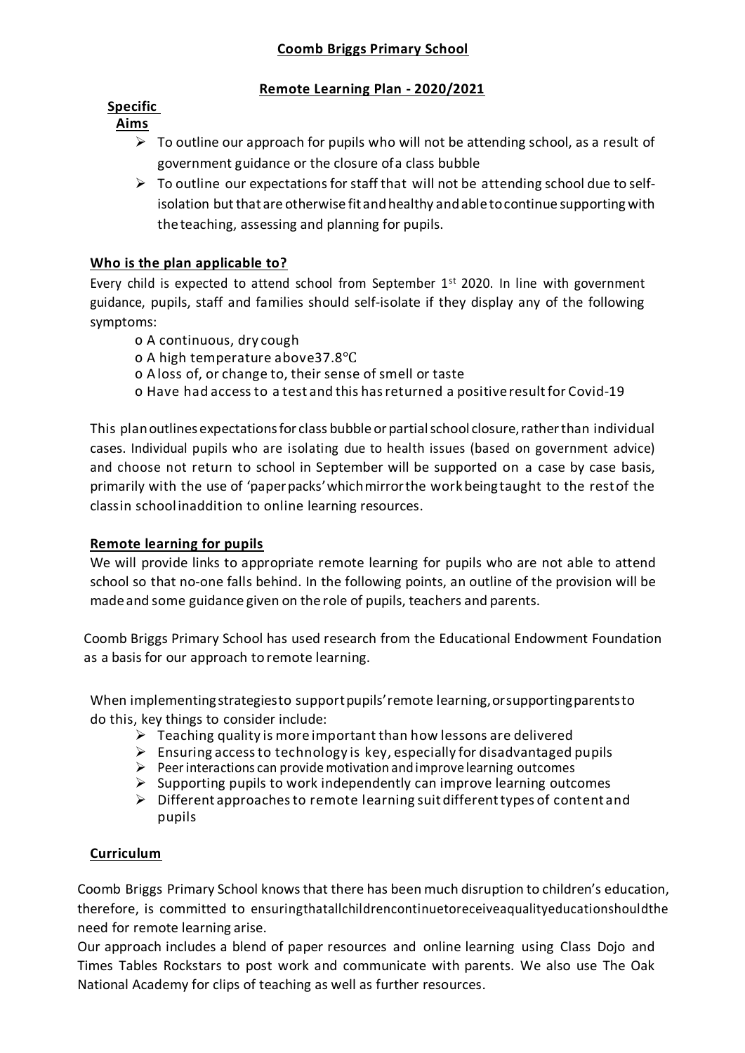# Coomb Briggs Primary School

## Remote Learning Plan - 2020/2021

### Specific Aims

- To outline our approach for pupils who will not be attending school, as a result of government guidance or the closure of a class bubble
- To outline our expectations for staff that will not be attending school due to self-isolation but that are otherwise fit and healthy and able to continue supporting with the teaching, assessing and planning for pupils.

### Who is the plan applicable to?

Every child is expected to attend school from September 1st 2020. In line with government guidance, pupils, staff and families should self-isolate if they display any of the following symptoms:

- A continuous, dry cough
- A high temperature above 37.8°C
- A loss of, or change to, their sense of smell or taste
- Have had access to a test and this has returned a positive result for Covid-19

This plan outlines expectations for class bubble or partial school closure, rather than individual cases. Individual pupils who are isolating due to health issues (based on government advice) and choose not return to school in September will be supported on a case by case basis, primarily with the use of 'paper packs' which mirror the work being taught to the rest of the class in school in addition to online learning resources.

### Remote learning for pupils

We will provide links to appropriate remote learning for pupils who are not able to attend school so that no-one falls behind. In the following points, an outline of the provision will be made and some guidance given on the role of pupils, teachers and parents.

Coomb Briggs Primary School has used research from the Educational Endowment Foundation as a basis for our approach to remote learning.

When implementing strategies to support pupils' remote learning, or supporting parents to do this, key things to consider include:

- Teaching quality is more important than how lessons are delivered
- Ensuring access to technology is key, especially for disadvantaged pupils
- Peer interactions can provide motivation and improve learning outcomes
- Supporting pupils to work independently can improve learning outcomes
- Different approaches to remote learning suit different types of content and pupils

### Curriculum

Coomb Briggs Primary School knows that there has been much disruption to children's education, therefore, is committed to ensuring that all children continue to receive a quality education should the need for remote learning arise.

Our approach includes a blend of paper resources and online learning using Class Dojo and Times Tables Rockstars to post work and communicate with parents. We also use The Oak National Academy for clips of teaching as well as further resources.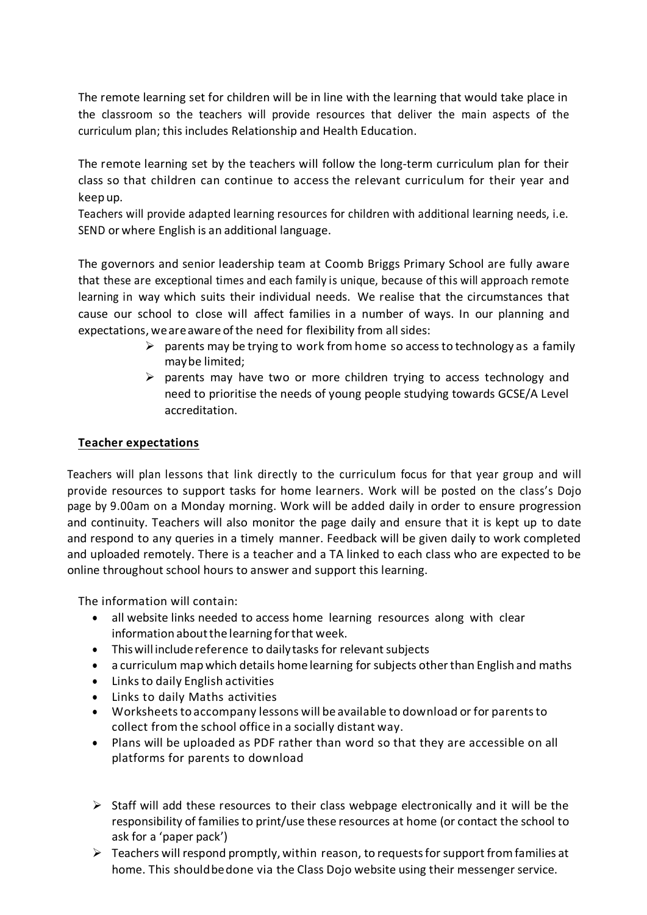The remote learning set for children will be in line with the learning that would take place in the classroom so the teachers will provide resources that deliver the main aspects of the curriculum plan; this includes Relationship and Health Education.

The remote learning set by the teachers will follow the long-term curriculum plan for their class so that children can continue to access the relevant curriculum for their year and keep up.

Teachers will provide adapted learning resources for children with additional learning needs, i.e. SEND or where English is an additional language.

The governors and senior leadership team at Coomb Briggs Primary School are fully aware that these are exceptional times and each family is unique, because of this will approach remote learning in way which suits their individual needs. We realise that the circumstances that cause our school to close will affect families in a number of ways. In our planning and expectations, we are aware of the need for flexibility from all sides:

- parents may be trying to work from home so access to technology as a family may be limited;
- parents may have two or more children trying to access technology and need to prioritise the needs of young people studying towards GCSE/A Level accreditation.

## **Teacher expectations**

Teachers will plan lessons that link directly to the curriculum focus for that year group and will provide resources to support tasks for home learners. Work will be posted on the class's Dojo page by 9.00am on a Monday morning. Work will be added daily in order to ensure progression and continuity. Teachers will also monitor the page daily and ensure that it is kept up to date and respond to any queries in a timely manner. Feedback will be given daily to work completed and uploaded remotely. There is a teacher and a TA linked to each class who are expected to be online throughout school hours to answer and support this learning.

The information will contain:

- all website links needed to access home learning resources along with clear information about the learning for that week.
- This will include reference to daily tasks for relevant subjects
- a curriculum map which details home learning for subjects other than English and maths
- Links to daily English activities
- Links to daily Maths activities
- Worksheets to accompany lessons will be available to download or for parents to collect from the school office in a socially distant way.
- Plans will be uploaded as PDF rather than word so that they are accessible on all platforms for parents to download

- Staff will add these resources to their class webpage electronically and it will be the responsibility of families to print/use these resources at home (or contact the school to ask for a 'paper pack')
- Teachers will respond promptly, within reason, to requests for support from families at home. This should be done via the Class Dojo website using their messenger service.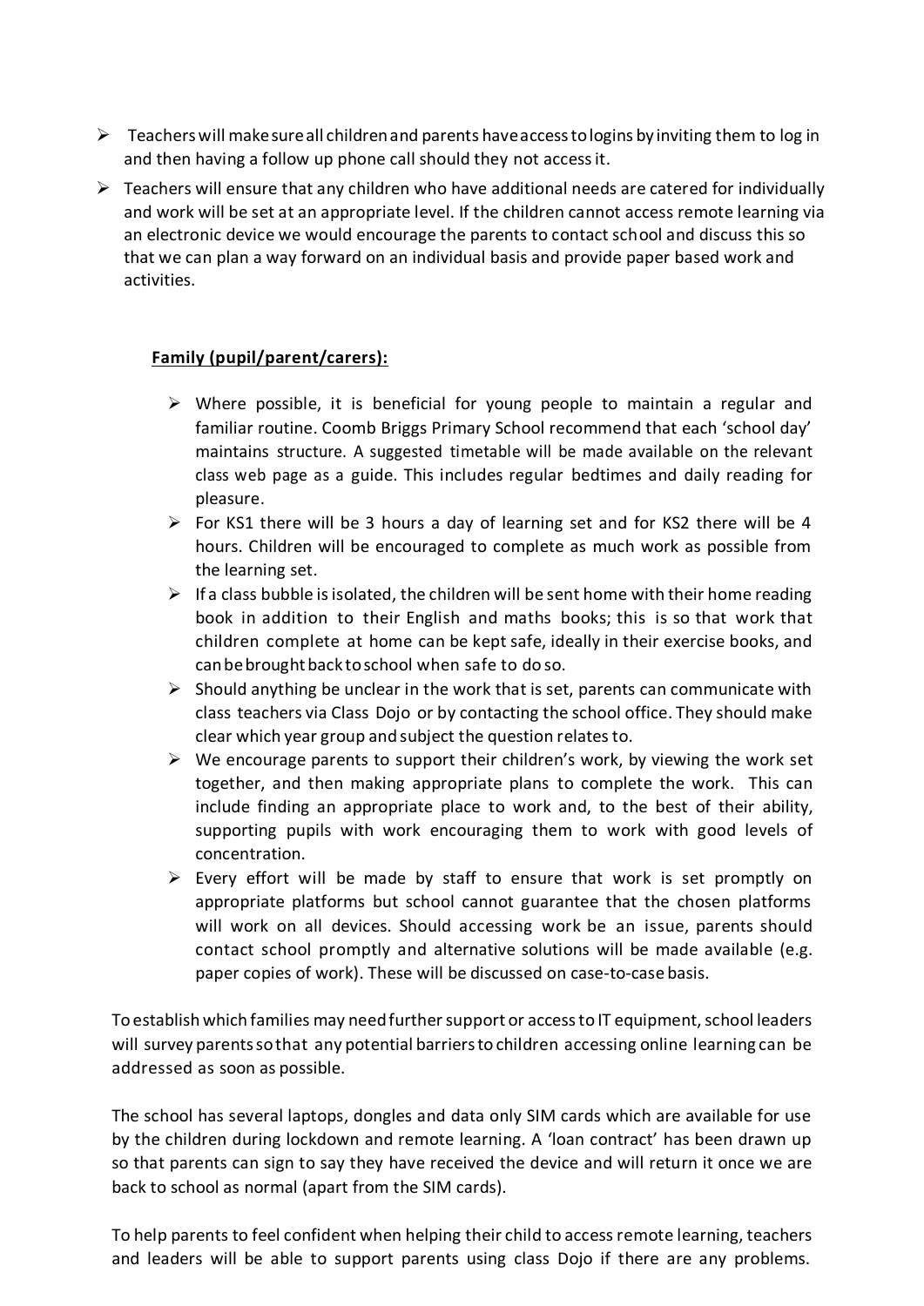- Teachers will make sure all children and parents have access to logins by inviting them to log in and then having a follow up phone call should they not access it.
- Teachers will ensure that any children who have additional needs are catered for individually and work will be set at an appropriate level. If the children cannot access remote learning via an electronic device we would encourage the parents to contact school and discuss this so that we can plan a way forward on an individual basis and provide paper based work and activities.

**Family (pupil/parent/carers):**

- Where possible, it is beneficial for young people to maintain a regular and familiar routine. Coomb Briggs Primary School recommend that each 'school day' maintains structure. A suggested timetable will be made available on the relevant class web page as a guide. This includes regular bedtimes and daily reading for pleasure.
- For KS1 there will be 3 hours a day of learning set and for KS2 there will be 4 hours. Children will be encouraged to complete as much work as possible from the learning set.
- If a class bubble is isolated, the children will be sent home with their home reading book in addition to their English and maths books; this is so that work that children complete at home can be kept safe, ideally in their exercise books, and can be brought back to school when safe to do so.
- Should anything be unclear in the work that is set, parents can communicate with class teachers via Class Dojo or by contacting the school office. They should make clear which year group and subject the question relates to.
- We encourage parents to support their children's work, by viewing the work set together, and then making appropriate plans to complete the work. This can include finding an appropriate place to work and, to the best of their ability, supporting pupils with work encouraging them to work with good levels of concentration.
- Every effort will be made by staff to ensure that work is set promptly on appropriate platforms but school cannot guarantee that the chosen platforms will work on all devices. Should accessing work be an issue, parents should contact school promptly and alternative solutions will be made available (e.g. paper copies of work). These will be discussed on case-to-case basis.

To establish which families may need further support or access to IT equipment, school leaders will survey parents so that any potential barriers to children accessing online learning can be addressed as soon as possible.

The school has several laptops, dongles and data only SIM cards which are available for use by the children during lockdown and remote learning. A 'loan contract' has been drawn up so that parents can sign to say they have received the device and will return it once we are back to school as normal (apart from the SIM cards).

To help parents to feel confident when helping their child to access remote learning, teachers and leaders will be able to support parents using class Dojo if there are any problems.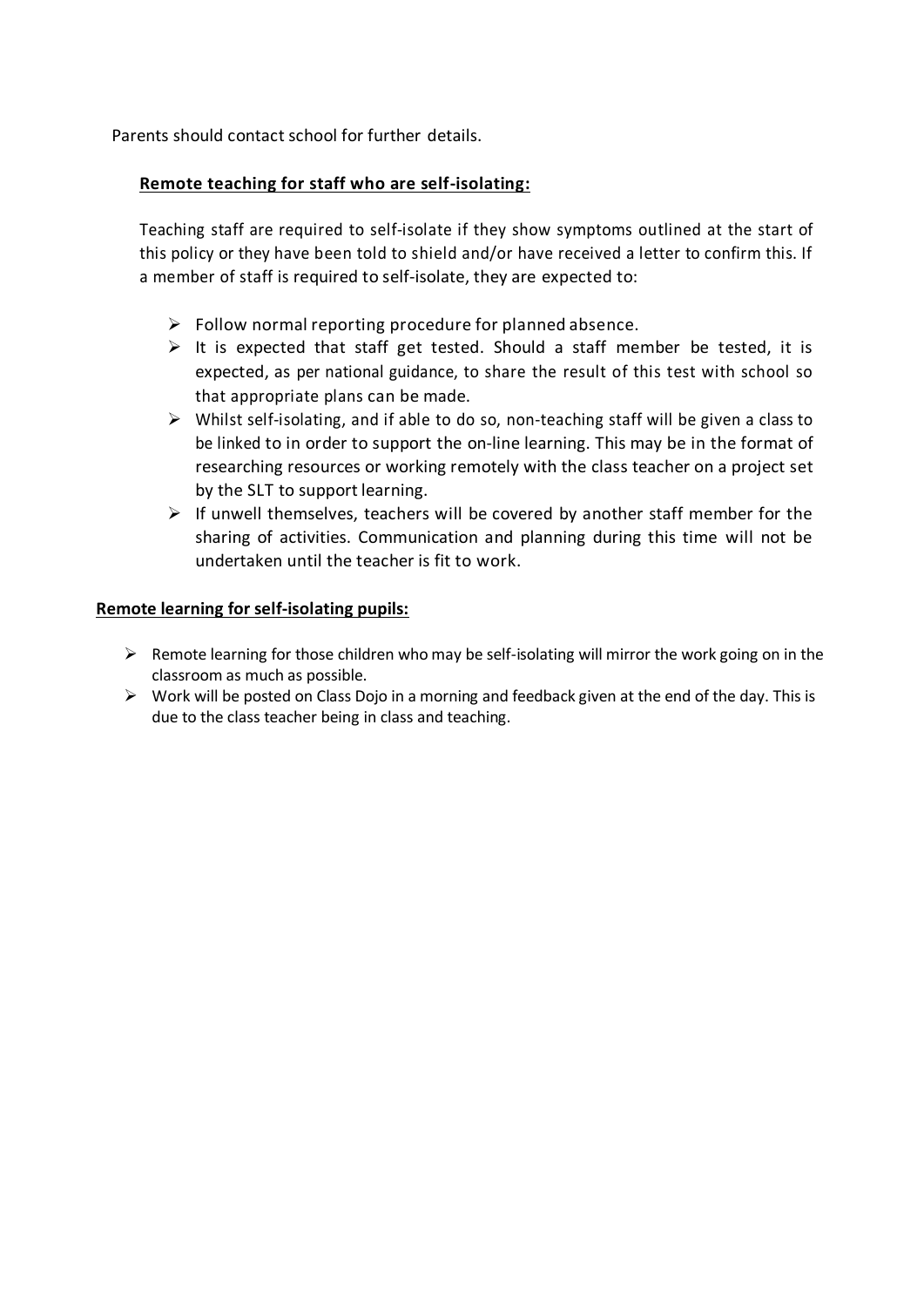Parents should contact school for further details.

**Remote teaching for staff who are self-isolating:**

Teaching staff are required to self-isolate if they show symptoms outlined at the start of this policy or they have been told to shield and/or have received a letter to confirm this. If a member of staff is required to self-isolate, they are expected to:

- Follow normal reporting procedure for planned absence.
- It is expected that staff get tested. Should a staff member be tested, it is expected, as per national guidance, to share the result of this test with school so that appropriate plans can be made.
- Whilst self-isolating, and if able to do so, non-teaching staff will be given a class to be linked to in order to support the on-line learning. This may be in the format of researching resources or working remotely with the class teacher on a project set by the SLT to support learning.
- If unwell themselves, teachers will be covered by another staff member for the sharing of activities. Communication and planning during this time will not be undertaken until the teacher is fit to work.

**Remote learning for self-isolating pupils:**

- Remote learning for those children who may be self-isolating will mirror the work going on in the classroom as much as possible.
- Work will be posted on Class Dojo in a morning and feedback given at the end of the day. This is due to the class teacher being in class and teaching.